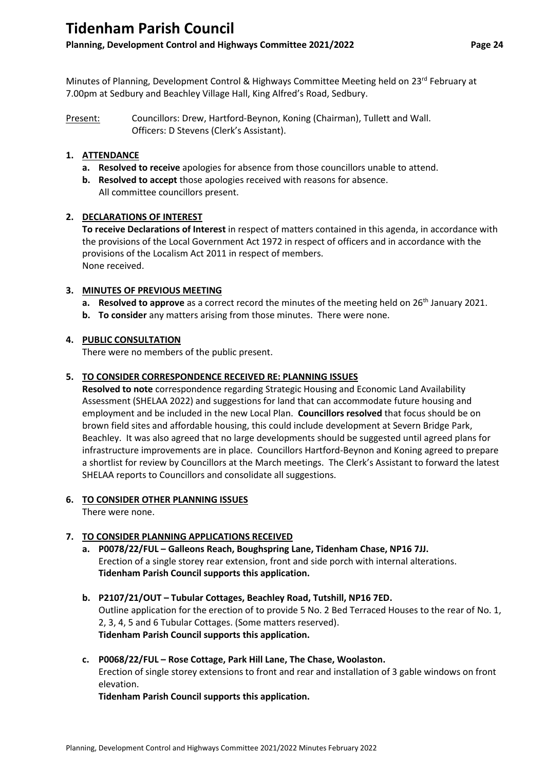# Tidenham Parish Council

## Planning, Development Control and Highways Committee 2021/2022

Minutes of Planning, Development Control & Highways Committee Meeting held on 23rd February at 7.00pm at Sedbury and Beachley Village Hall, King Alfred's Road, Sedbury.

Present: Councillors: Drew, Hartford-Beynon, Koning (Chairman), Tullett and Wall.
Officers: D Stevens (Clerk's Assistant).

1. **ATTENDANCE**
   a. **Resolved to receive** apologies for absence from those councillors unable to attend.
   b. **Resolved to accept** those apologies received with reasons for absence.
   All committee councillors present.

2. **DECLARATIONS OF INTEREST**
   **To receive Declarations of Interest** in respect of matters contained in this agenda, in accordance with the provisions of the Local Government Act 1972 in respect of officers and in accordance with the provisions of the Localism Act 2011 in respect of members.
   None received.

3. **MINUTES OF PREVIOUS MEETING**
   a. **Resolved to approve** as a correct record the minutes of the meeting held on 26th January 2021.
   b. **To consider** any matters arising from those minutes. There were none.

4. **PUBLIC CONSULTATION**
   There were no members of the public present.

5. **TO CONSIDER CORRESPONDENCE RECEIVED RE: PLANNING ISSUES**
   **Resolved to note** correspondence regarding Strategic Housing and Economic Land Availability Assessment (SHELAA 2022) and suggestions for land that can accommodate future housing and employment and be included in the new Local Plan. **Councillors resolved** that focus should be on brown field sites and affordable housing, this could include development at Severn Bridge Park, Beachley. It was also agreed that no large developments should be suggested until agreed plans for infrastructure improvements are in place. Councillors Hartford-Beynon and Koning agreed to prepare a shortlist for review by Councillors at the March meetings. The Clerk's Assistant to forward the latest SHELAA reports to Councillors and consolidate all suggestions.

6. **TO CONSIDER OTHER PLANNING ISSUES**
   There were none.

7. **TO CONSIDER PLANNING APPLICATIONS RECEIVED**
   a. **P0078/22/FUL – Galleons Reach, Boughspring Lane, Tidenham Chase, NP16 7JJ.**
   Erection of a single storey rear extension, front and side porch with internal alterations.
   **Tidenham Parish Council supports this application.**

   b. **P2107/21/OUT – Tubular Cottages, Beachley Road, Tutshill, NP16 7ED.**
   Outline application for the erection of to provide 5 No. 2 Bed Terraced Houses to the rear of No. 1, 2, 3, 4, 5 and 6 Tubular Cottages. (Some matters reserved).
   **Tidenham Parish Council supports this application.**

   c. **P0068/22/FUL – Rose Cottage, Park Hill Lane, The Chase, Woolaston.**
   Erection of single storey extensions to front and rear and installation of 3 gable windows on front elevation.
   **Tidenham Parish Council supports this application.**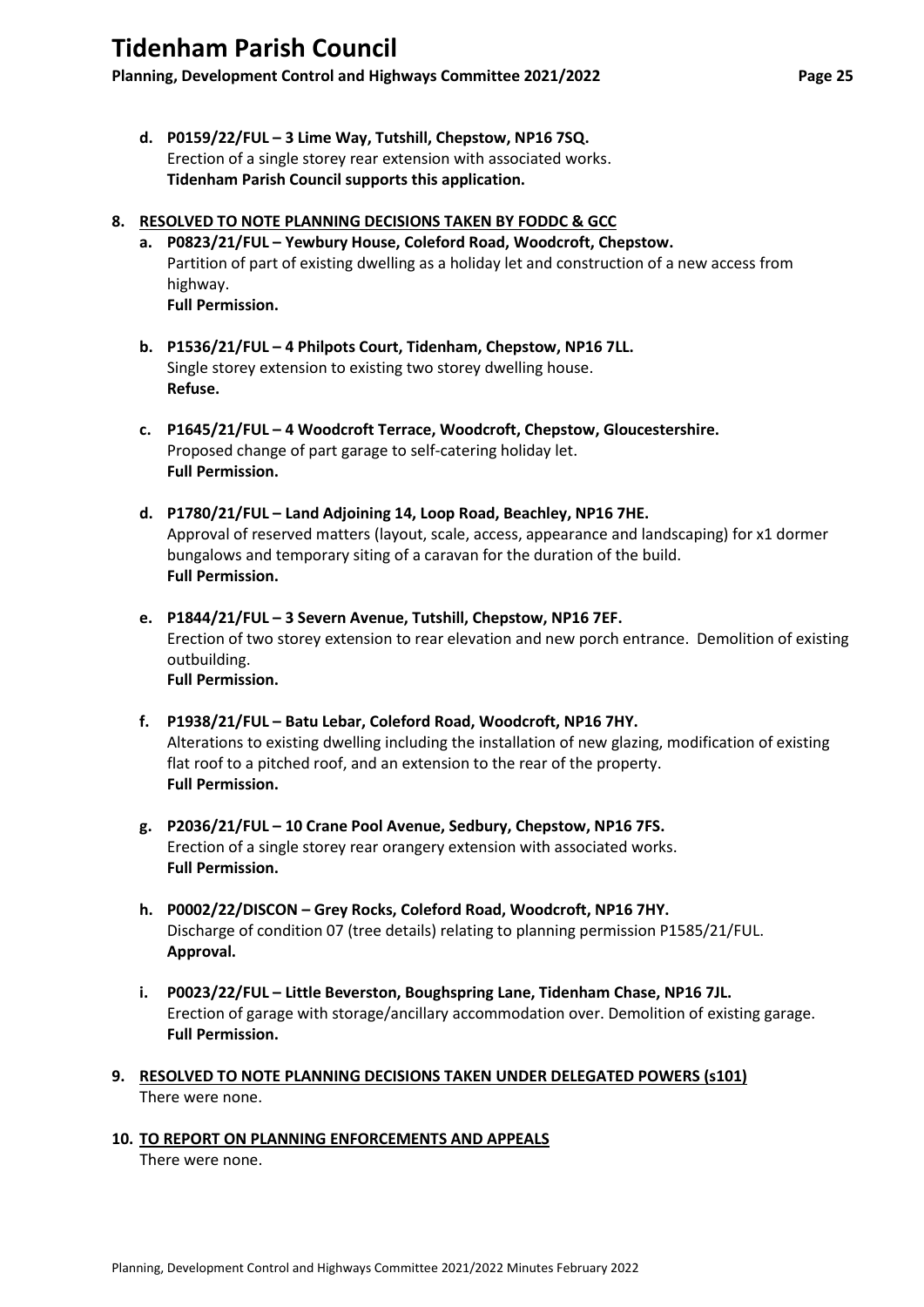**d. P0159/22/FUL – 3 Lime Way, Tutshill, Chepstow, NP16 7SQ.**
Erection of a single storey rear extension with associated works.
**Tidenham Parish Council supports this application.**

**8. RESOLVED TO NOTE PLANNING DECISIONS TAKEN BY FODDC & GCC**

**a. P0823/21/FUL – Yewbury House, Coleford Road, Woodcroft, Chepstow.**
Partition of part of existing dwelling as a holiday let and construction of a new access from highway.
**Full Permission.**

**b. P1536/21/FUL – 4 Philpots Court, Tidenham, Chepstow, NP16 7LL.**
Single storey extension to existing two storey dwelling house.
**Refuse.**

**c. P1645/21/FUL – 4 Woodcroft Terrace, Woodcroft, Chepstow, Gloucestershire.**
Proposed change of part garage to self-catering holiday let.
**Full Permission.**

**d. P1780/21/FUL – Land Adjoining 14, Loop Road, Beachley, NP16 7HE.**
Approval of reserved matters (layout, scale, access, appearance and landscaping) for x1 dormer bungalows and temporary siting of a caravan for the duration of the build.
**Full Permission.**

**e. P1844/21/FUL – 3 Severn Avenue, Tutshill, Chepstow, NP16 7EF.**
Erection of two storey extension to rear elevation and new porch entrance. Demolition of existing outbuilding.
**Full Permission.**

**f. P1938/21/FUL – Batu Lebar, Coleford Road, Woodcroft, NP16 7HY.**
Alterations to existing dwelling including the installation of new glazing, modification of existing flat roof to a pitched roof, and an extension to the rear of the property.
**Full Permission.**

**g. P2036/21/FUL – 10 Crane Pool Avenue, Sedbury, Chepstow, NP16 7FS.**
Erection of a single storey rear orangery extension with associated works.
**Full Permission.**

**h. P0002/22/DISCON – Grey Rocks, Coleford Road, Woodcroft, NP16 7HY.**
Discharge of condition 07 (tree details) relating to planning permission P1585/21/FUL.
**Approval.**

**i. P0023/22/FUL – Little Beverston, Boughspring Lane, Tidenham Chase, NP16 7JL.**
Erection of garage with storage/ancillary accommodation over. Demolition of existing garage.
**Full Permission.**

**9. RESOLVED TO NOTE PLANNING DECISIONS TAKEN UNDER DELEGATED POWERS (s101)**

There were none.

**10. TO REPORT ON PLANNING ENFORCEMENTS AND APPEALS**

There were none.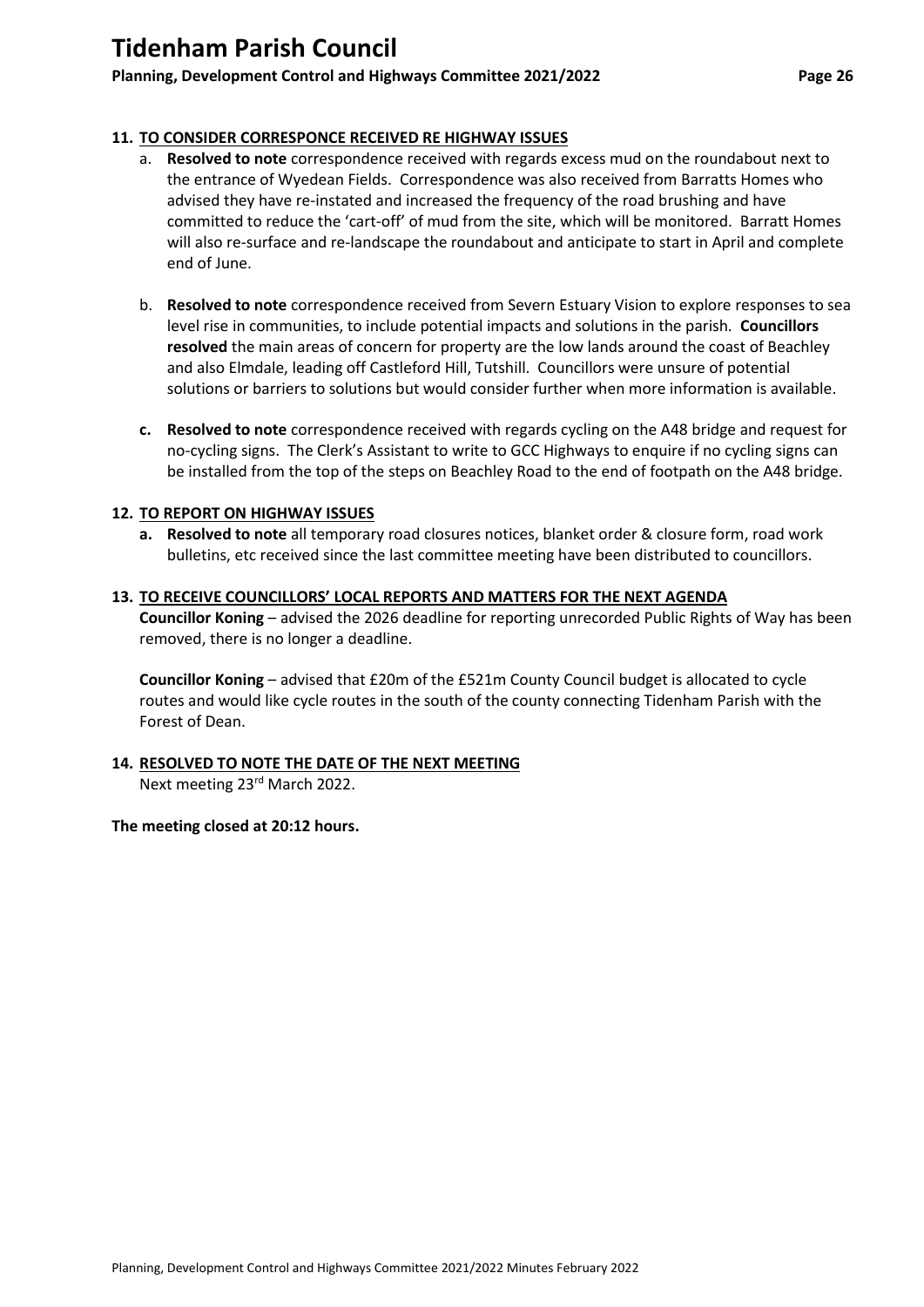**11. TO CONSIDER CORRESPONCE RECEIVED RE HIGHWAY ISSUES**

a. **Resolved to note** correspondence received with regards excess mud on the roundabout next to the entrance of Wyedean Fields. Correspondence was also received from Barratts Homes who advised they have re-instated and increased the frequency of the road brushing and have committed to reduce the 'cart-off' of mud from the site, which will be monitored. Barratt Homes will also re-surface and re-landscape the roundabout and anticipate to start in April and complete end of June.

b. **Resolved to note** correspondence received from Severn Estuary Vision to explore responses to sea level rise in communities, to include potential impacts and solutions in the parish. **Councillors resolved** the main areas of concern for property are the low lands around the coast of Beachley and also Elmdale, leading off Castleford Hill, Tutshill. Councillors were unsure of potential solutions or barriers to solutions but would consider further when more information is available.

**c. Resolved to note** correspondence received with regards cycling on the A48 bridge and request for no-cycling signs. The Clerk's Assistant to write to GCC Highways to enquire if no cycling signs can be installed from the top of the steps on Beachley Road to the end of footpath on the A48 bridge.

**12. TO REPORT ON HIGHWAY ISSUES**

**a. Resolved to note** all temporary road closures notices, blanket order & closure form, road work bulletins, etc received since the last committee meeting have been distributed to councillors.

**13. TO RECEIVE COUNCILLORS' LOCAL REPORTS AND MATTERS FOR THE NEXT AGENDA**

**Councillor Koning** – advised the 2026 deadline for reporting unrecorded Public Rights of Way has been removed, there is no longer a deadline.

**Councillor Koning** – advised that £20m of the £521m County Council budget is allocated to cycle routes and would like cycle routes in the south of the county connecting Tidenham Parish with the Forest of Dean.

**14. RESOLVED TO NOTE THE DATE OF THE NEXT MEETING**

Next meeting 23rd March 2022.

**The meeting closed at 20:12 hours.**